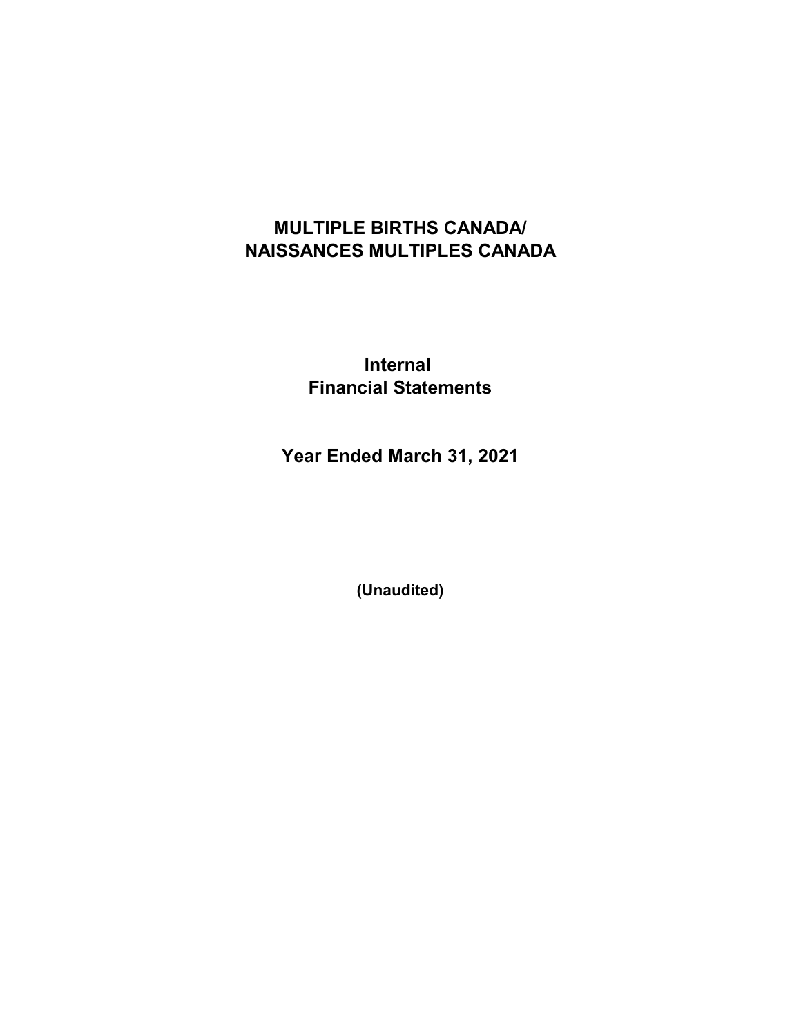# MULTIPLE BIRTHS CANADA/
# NAISSANCES MULTIPLES CANADA

## Internal
## Financial Statements

## Year Ended March 31, 2021

**(Unaudited)**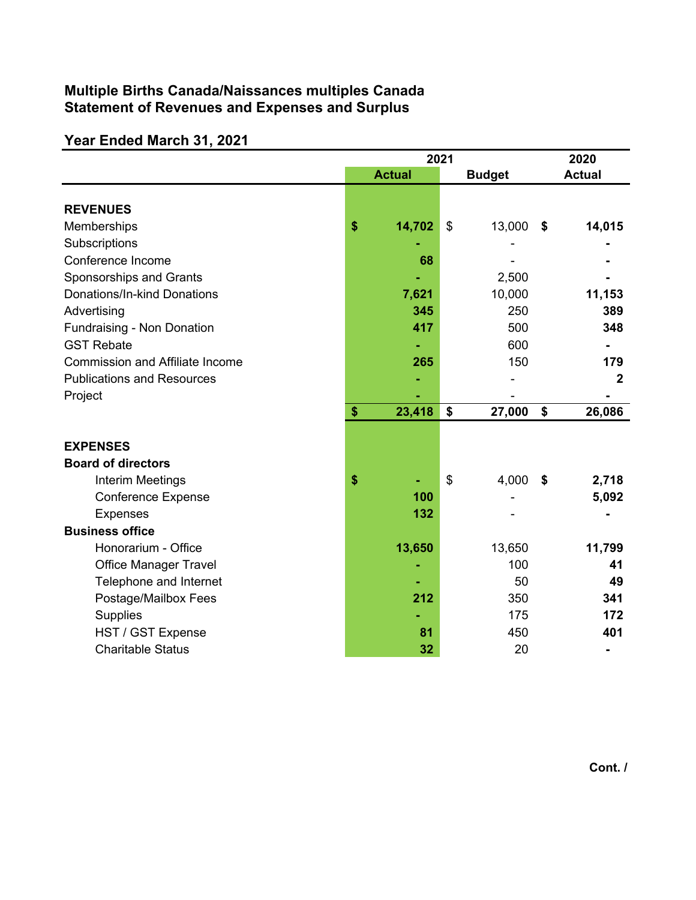**Multiple Births Canada/Naissances multiples Canada**
**Statement of Revenues and Expenses and Surplus**

**Year Ended March 31, 2021**

| | 2021 | | 2020 |
|---|---|---|---|
| | **Actual** | **Budget** | **Actual** |
| **REVENUES** | | | |
| Memberships | **$ 14,702** | $ 13,000 | **$ 14,015** |
| Subscriptions | **-** | - | **-** |
| Conference Income | **68** | - | **-** |
| Sponsorships and Grants | **-** | 2,500 | **-** |
| Donations/In-kind Donations | **7,621** | 10,000 | **11,153** |
| Advertising | **345** | 250 | **389** |
| Fundraising - Non Donation | **417** | 500 | **348** |
| GST Rebate | **-** | 600 | **-** |
| Commission and Affiliate Income | **265** | 150 | **179** |
| Publications and Resources | **-** | - | **2** |
| Project | **-** | - | **-** |
| | **$ 23,418** | **$ 27,000** | **$ 26,086** |
| **EXPENSES** | | | |
| **Board of directors** | | | |
| Interim Meetings | **$ -** | $ 4,000 | **$ 2,718** |
| Conference Expense | **100** | - | **5,092** |
| Expenses | **132** | - | **-** |
| **Business office** | | | |
| Honorarium - Office | **13,650** | 13,650 | **11,799** |
| Office Manager Travel | **-** | 100 | **41** |
| Telephone and Internet | **-** | 50 | **49** |
| Postage/Mailbox Fees | **212** | 350 | **341** |
| Supplies | **-** | 175 | **172** |
| HST / GST Expense | **81** | 450 | **401** |
| Charitable Status | **32** | 20 | **-** |

**Cont. /**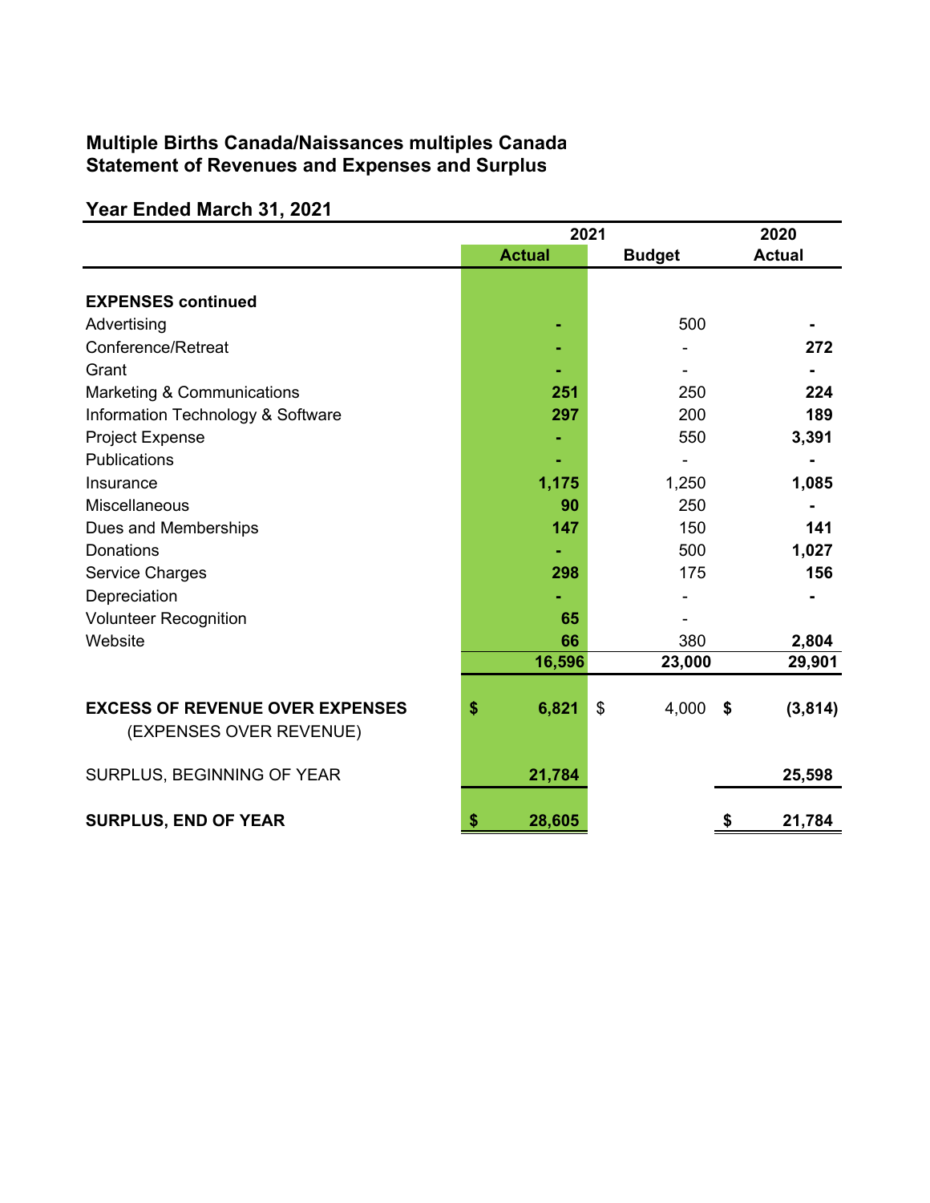**Multiple Births Canada/Naissances multiples Canada**
**Statement of Revenues and Expenses and Surplus**

**Year Ended March 31, 2021**

| | 2021 | | 2020 |
|---|---|---|---|
| | **Actual** | **Budget** | **Actual** |
| **EXPENSES continued** | | | |
| Advertising | **-** | 500 | **-** |
| Conference/Retreat | **-** | - | **272** |
| Grant | **-** | - | **-** |
| Marketing & Communications | **251** | 250 | **224** |
| Information Technology & Software | **297** | 200 | **189** |
| Project Expense | **-** | 550 | **3,391** |
| Publications | **-** | - | **-** |
| Insurance | **1,175** | 1,250 | **1,085** |
| Miscellaneous | **90** | 250 | **-** |
| Dues and Memberships | **147** | 150 | **141** |
| Donations | **-** | 500 | **1,027** |
| Service Charges | **298** | 175 | **156** |
| Depreciation | **-** | - | **-** |
| Volunteer Recognition | **65** | - | |
| Website | **66** | 380 | **2,804** |
| | **16,596** | **23,000** | **29,901** |
| **EXCESS OF REVENUE OVER EXPENSES** (EXPENSES OVER REVENUE) | **$ 6,821** | $ 4,000 | **$ (3,814)** |
| SURPLUS, BEGINNING OF YEAR | **21,784** | | **25,598** |
| **SURPLUS, END OF YEAR** | **$ 28,605** | | **$ 21,784** |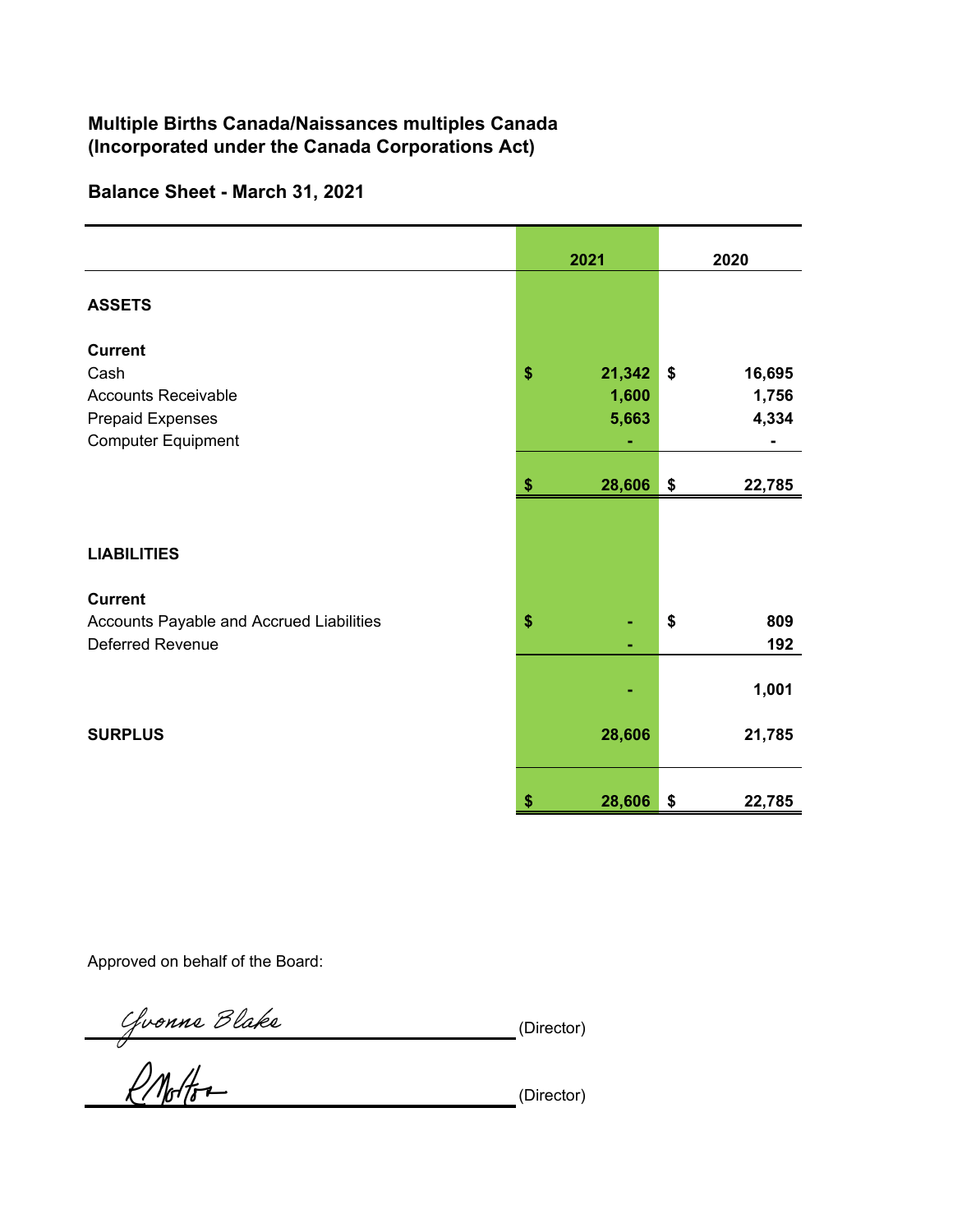**Multiple Births Canada/Naissances multiples Canada**
**(Incorporated under the Canada Corporations Act)**

## Balance Sheet - March 31, 2021

| | 2021 | 2020 |
|---|---|---|
| **ASSETS** | | |
| **Current** | | |
| Cash | $ 21,342 | $ 16,695 |
| Accounts Receivable | 1,600 | 1,756 |
| Prepaid Expenses | 5,663 | 4,334 |
| Computer Equipment | - | - |
| | $ 28,606 | $ 22,785 |
| **LIABILITIES** | | |
| **Current** | | |
| Accounts Payable and Accrued Liabilities | $ - | $ 809 |
| Deferred Revenue | - | 192 |
| | - | 1,001 |
| **SURPLUS** | 28,606 | 21,785 |
| | $ 28,606 | $ 22,785 |

Approved on behalf of the Board:

Yvonne Blake (Director)

(Director)